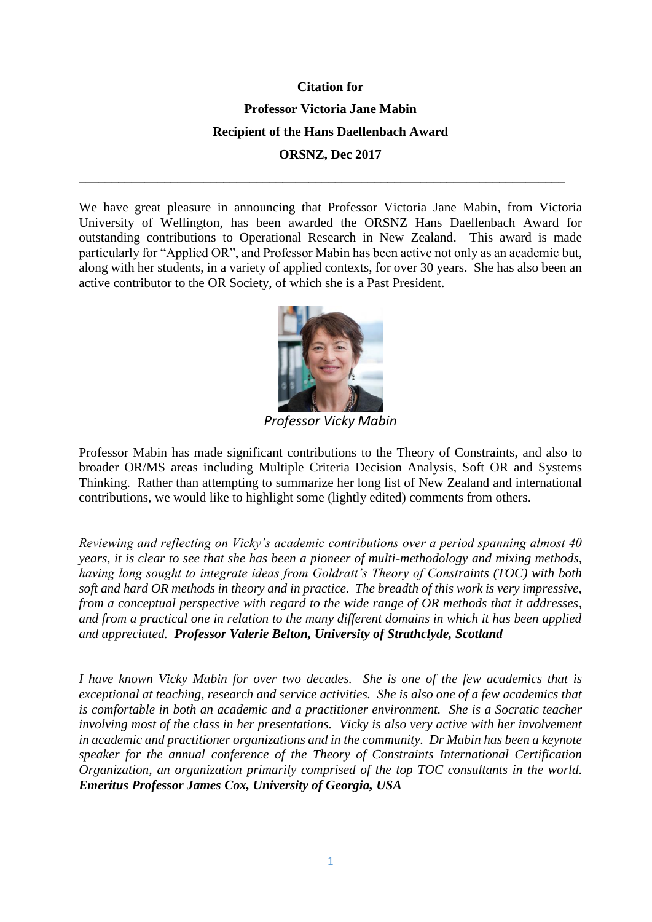**Citation for**

**Professor Victoria Jane Mabin**

**Recipient of the Hans Daellenbach Award**

**ORSNZ, Dec 2017**

---

We have great pleasure in announcing that Professor Victoria Jane Mabin, from Victoria University of Wellington, has been awarded the ORSNZ Hans Daellenbach Award for outstanding contributions to Operational Research in New Zealand. This award is made particularly for "Applied OR", and Professor Mabin has been active not only as an academic but, along with her students, in a variety of applied contexts, for over 30 years. She has also been an active contributor to the OR Society, of which she is a Past President.

*Professor Vicky Mabin*

Professor Mabin has made significant contributions to the Theory of Constraints, and also to broader OR/MS areas including Multiple Criteria Decision Analysis, Soft OR and Systems Thinking. Rather than attempting to summarize her long list of New Zealand and international contributions, we would like to highlight some (lightly edited) comments from others.

*Reviewing and reflecting on Vicky's academic contributions over a period spanning almost 40 years, it is clear to see that she has been a pioneer of multi-methodology and mixing methods, having long sought to integrate ideas from Goldratt's Theory of Constraints (TOC) with both soft and hard OR methods in theory and in practice. The breadth of this work is very impressive, from a conceptual perspective with regard to the wide range of OR methods that it addresses, and from a practical one in relation to the many different domains in which it has been applied and appreciated.* ***Professor Valerie Belton, University of Strathclyde, Scotland***

*I have known Vicky Mabin for over two decades. She is one of the few academics that is exceptional at teaching, research and service activities. She is also one of a few academics that is comfortable in both an academic and a practitioner environment. She is a Socratic teacher involving most of the class in her presentations. Vicky is also very active with her involvement in academic and practitioner organizations and in the community. Dr Mabin has been a keynote speaker for the annual conference of the Theory of Constraints International Certification Organization, an organization primarily comprised of the top TOC consultants in the world.* ***Emeritus Professor James Cox, University of Georgia, USA***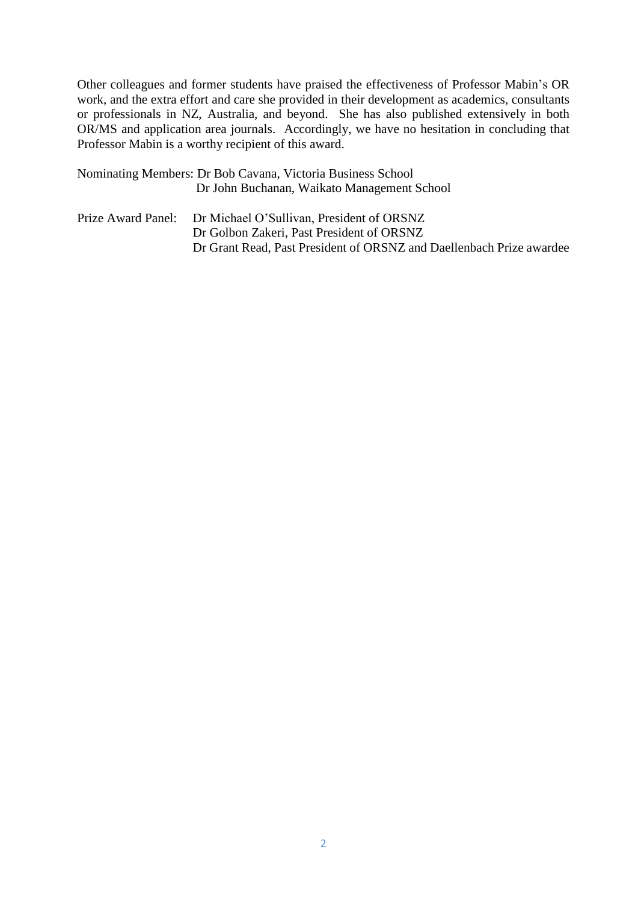Other colleagues and former students have praised the effectiveness of Professor Mabin's OR work, and the extra effort and care she provided in their development as academics, consultants or professionals in NZ, Australia, and beyond. She has also published extensively in both OR/MS and application area journals. Accordingly, we have no hesitation in concluding that Professor Mabin is a worthy recipient of this award.

Nominating Members: Dr Bob Cavana, Victoria Business School
Dr John Buchanan, Waikato Management School

Prize Award Panel: Dr Michael O'Sullivan, President of ORSNZ
Dr Golbon Zakeri, Past President of ORSNZ
Dr Grant Read, Past President of ORSNZ and Daellenbach Prize awardee